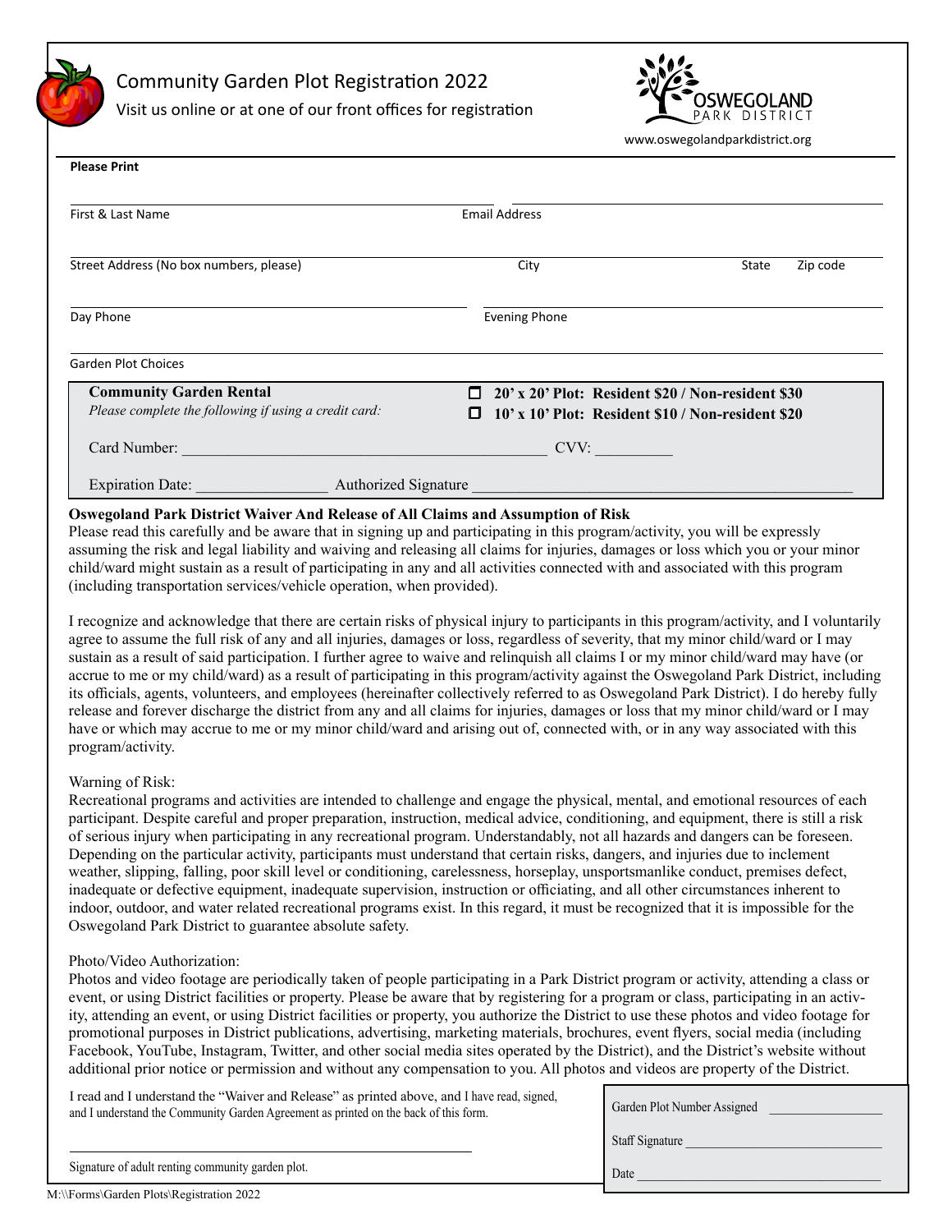# Community Garden Plot Registration 2022

Visit us online or at one of our front offices for registration

OSWEGOLAND PARK DISTRICT

www.oswegolandparkdistrict.org

**Please Print**

First & Last Name ____________________ Email Address ____________________

Street Address (No box numbers, please) ____________________ City ____________ State ______ Zip code ______

Day Phone ____________________ Evening Phone ____________________

Garden Plot Choices

**Community Garden Rental**

*Please complete the following if using a credit card:*

- ☐ **20' x 20' Plot: Resident $20 / Non-resident $30**
- ☐ **10' x 10' Plot: Resident $10 / Non-resident $20**

Card Number: ______________________________ CVV: __________

Expiration Date: ________________ Authorized Signature ______________________________

**Oswegoland Park District Waiver And Release of All Claims and Assumption of Risk**

Please read this carefully and be aware that in signing up and participating in this program/activity, you will be expressly assuming the risk and legal liability and waiving and releasing all claims for injuries, damages or loss which you or your minor child/ward might sustain as a result of participating in any and all activities connected with and associated with this program (including transportation services/vehicle operation, when provided).

I recognize and acknowledge that there are certain risks of physical injury to participants in this program/activity, and I voluntarily agree to assume the full risk of any and all injuries, damages or loss, regardless of severity, that my minor child/ward or I may sustain as a result of said participation. I further agree to waive and relinquish all claims I or my minor child/ward may have (or accrue to me or my child/ward) as a result of participating in this program/activity against the Oswegoland Park District, including its officials, agents, volunteers, and employees (hereinafter collectively referred to as Oswegoland Park District). I do hereby fully release and forever discharge the district from any and all claims for injuries, damages or loss that my minor child/ward or I may have or which may accrue to me or my minor child/ward and arising out of, connected with, or in any way associated with this program/activity.

Warning of Risk:

Recreational programs and activities are intended to challenge and engage the physical, mental, and emotional resources of each participant. Despite careful and proper preparation, instruction, medical advice, conditioning, and equipment, there is still a risk of serious injury when participating in any recreational program. Understandably, not all hazards and dangers can be foreseen. Depending on the particular activity, participants must understand that certain risks, dangers, and injuries due to inclement weather, slipping, falling, poor skill level or conditioning, carelessness, horseplay, unsportsmanlike conduct, premises defect, inadequate or defective equipment, inadequate supervision, instruction or officiating, and all other circumstances inherent to indoor, outdoor, and water related recreational programs exist. In this regard, it must be recognized that it is impossible for the Oswegoland Park District to guarantee absolute safety.

Photo/Video Authorization:

Photos and video footage are periodically taken of people participating in a Park District program or activity, attending a class or event, or using District facilities or property. Please be aware that by registering for a program or class, participating in an activity, attending an event, or using District facilities or property, you authorize the District to use these photos and video footage for promotional purposes in District publications, advertising, marketing materials, brochures, event flyers, social media (including Facebook, YouTube, Instagram, Twitter, and other social media sites operated by the District), and the District's website without additional prior notice or permission and without any compensation to you. All photos and videos are property of the District.

I read and I understand the "Waiver and Release" as printed above, and I have read, signed, and I understand the Community Garden Agreement as printed on the back of this form.

______________________________

Signature of adult renting community garden plot.

Garden Plot Number Assigned ____________

Staff Signature ____________

Date ____________

M:\\Forms\Garden Plots\Registration 2022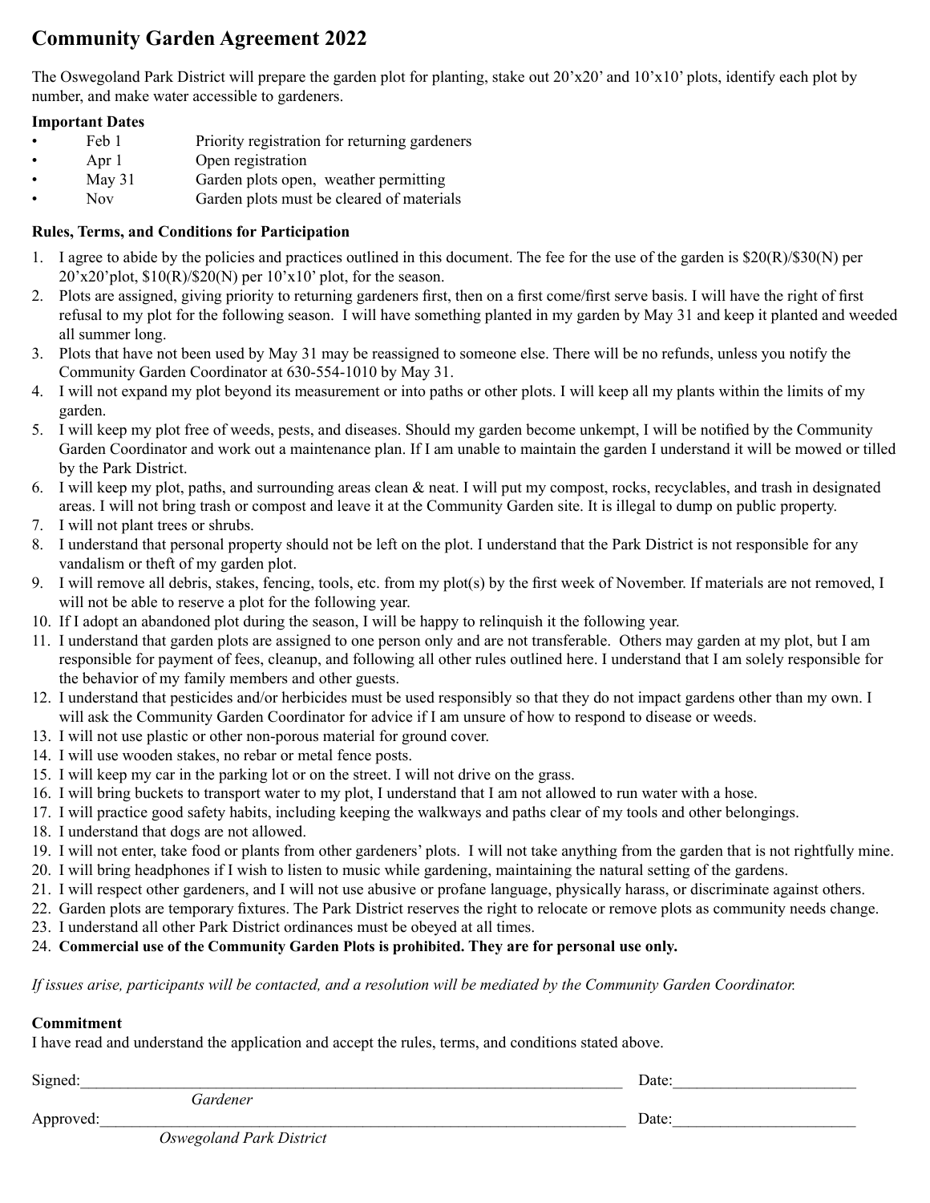# Community Garden Agreement 2022

The Oswegoland Park District will prepare the garden plot for planting, stake out 20'x20' and 10'x10' plots, identify each plot by number, and make water accessible to gardeners.

**Important Dates**

- Feb 1 Priority registration for returning gardeners
- Apr 1 Open registration
- May 31 Garden plots open, weather permitting
- Nov Garden plots must be cleared of materials

**Rules, Terms, and Conditions for Participation**

1. I agree to abide by the policies and practices outlined in this document. The fee for the use of the garden is $20(R)/$30(N) per 20'x20'plot, $10(R)/$20(N) per 10'x10' plot, for the season.
2. Plots are assigned, giving priority to returning gardeners first, then on a first come/first serve basis. I will have the right of first refusal to my plot for the following season. I will have something planted in my garden by May 31 and keep it planted and weeded all summer long.
3. Plots that have not been used by May 31 may be reassigned to someone else. There will be no refunds, unless you notify the Community Garden Coordinator at 630-554-1010 by May 31.
4. I will not expand my plot beyond its measurement or into paths or other plots. I will keep all my plants within the limits of my garden.
5. I will keep my plot free of weeds, pests, and diseases. Should my garden become unkempt, I will be notified by the Community Garden Coordinator and work out a maintenance plan. If I am unable to maintain the garden I understand it will be mowed or tilled by the Park District.
6. I will keep my plot, paths, and surrounding areas clean & neat. I will put my compost, rocks, recyclables, and trash in designated areas. I will not bring trash or compost and leave it at the Community Garden site. It is illegal to dump on public property.
7. I will not plant trees or shrubs.
8. I understand that personal property should not be left on the plot. I understand that the Park District is not responsible for any vandalism or theft of my garden plot.
9. I will remove all debris, stakes, fencing, tools, etc. from my plot(s) by the first week of November. If materials are not removed, I will not be able to reserve a plot for the following year.
10. If I adopt an abandoned plot during the season, I will be happy to relinquish it the following year.
11. I understand that garden plots are assigned to one person only and are not transferable. Others may garden at my plot, but I am responsible for payment of fees, cleanup, and following all other rules outlined here. I understand that I am solely responsible for the behavior of my family members and other guests.
12. I understand that pesticides and/or herbicides must be used responsibly so that they do not impact gardens other than my own. I will ask the Community Garden Coordinator for advice if I am unsure of how to respond to disease or weeds.
13. I will not use plastic or other non-porous material for ground cover.
14. I will use wooden stakes, no rebar or metal fence posts.
15. I will keep my car in the parking lot or on the street. I will not drive on the grass.
16. I will bring buckets to transport water to my plot, I understand that I am not allowed to run water with a hose.
17. I will practice good safety habits, including keeping the walkways and paths clear of my tools and other belongings.
18. I understand that dogs are not allowed.
19. I will not enter, take food or plants from other gardeners' plots. I will not take anything from the garden that is not rightfully mine.
20. I will bring headphones if I wish to listen to music while gardening, maintaining the natural setting of the gardens.
21. I will respect other gardeners, and I will not use abusive or profane language, physically harass, or discriminate against others.
22. Garden plots are temporary fixtures. The Park District reserves the right to relocate or remove plots as community needs change.
23. I understand all other Park District ordinances must be obeyed at all times.
24. **Commercial use of the Community Garden Plots is prohibited. They are for personal use only.**

*If issues arise, participants will be contacted, and a resolution will be mediated by the Community Garden Coordinator.*

**Commitment**

I have read and understand the application and accept the rules, terms, and conditions stated above.

Signed:\_\_\_\_\_\_\_\_\_\_\_\_\_\_\_\_\_\_\_\_\_\_\_\_\_\_\_\_\_\_\_\_\_\_\_\_\_\_\_\_ Date:\_\_\_\_\_\_\_\_\_\_\_\_\_\_\_\_\_\_\_\_

*Gardener*

Approved:\_\_\_\_\_\_\_\_\_\_\_\_\_\_\_\_\_\_\_\_\_\_\_\_\_\_\_\_\_\_\_\_\_\_\_\_\_\_ Date:\_\_\_\_\_\_\_\_\_\_\_\_\_\_\_\_\_\_\_\_

*Oswegoland Park District*